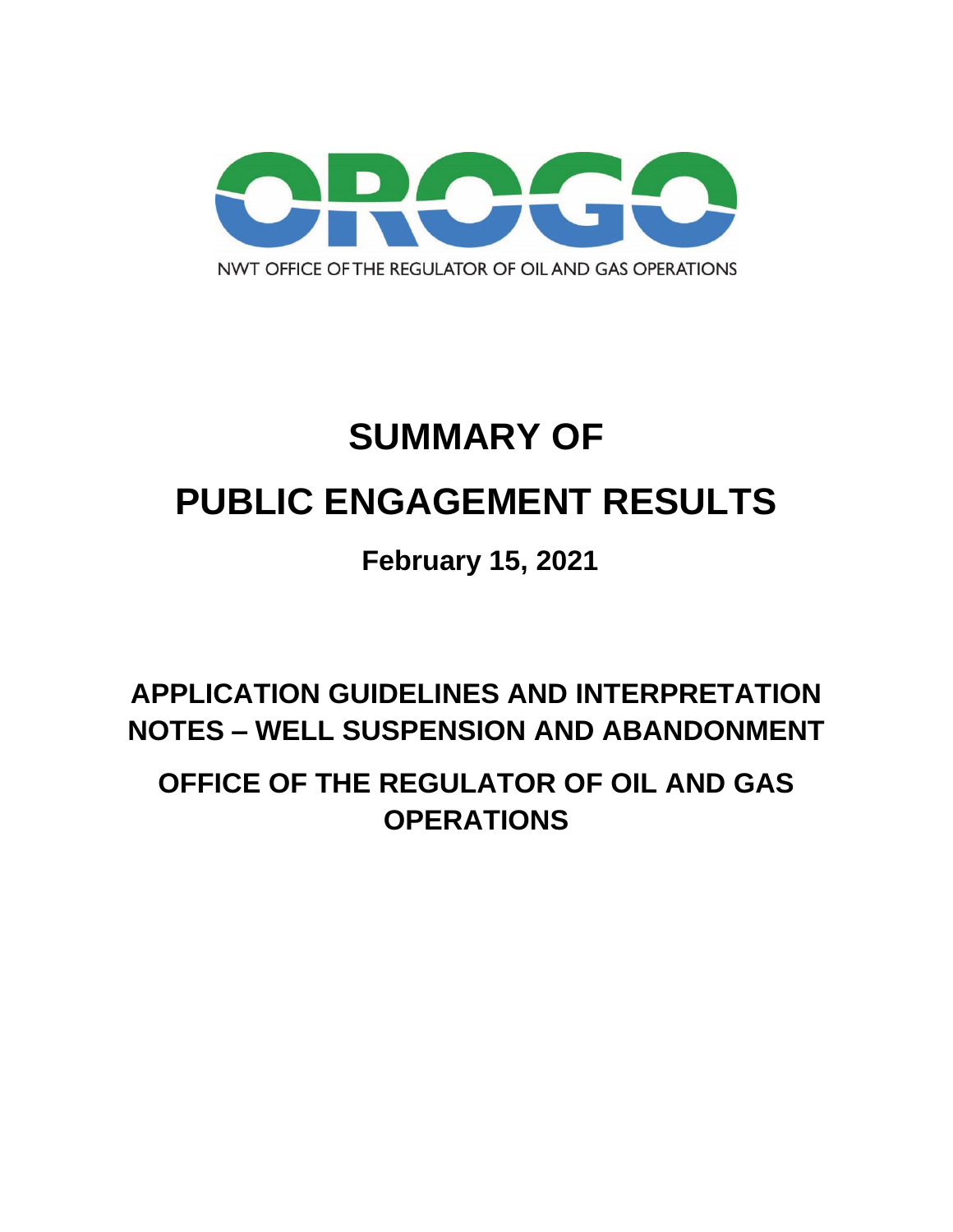OROGO

NWT OFFICE OF THE REGULATOR OF OIL AND GAS OPERATIONS

# SUMMARY OF PUBLIC ENGAGEMENT RESULTS

**February 15, 2021**

## APPLICATION GUIDELINES AND INTERPRETATION NOTES – WELL SUSPENSION AND ABANDONMENT

## OFFICE OF THE REGULATOR OF OIL AND GAS OPERATIONS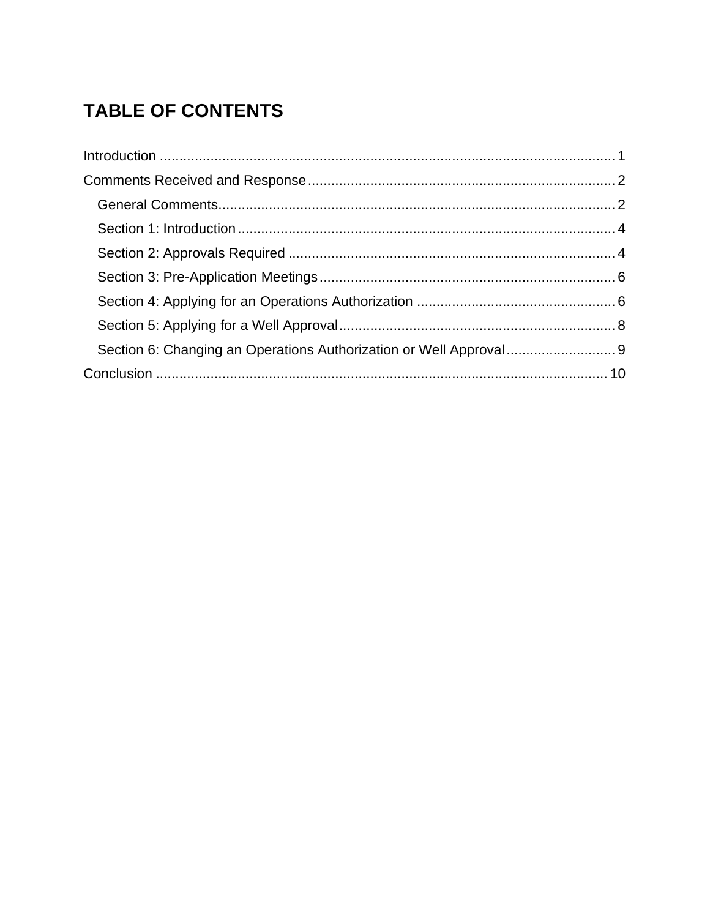# TABLE OF CONTENTS

Introduction ..................................................................................................................... 1

Comments Received and Response .............................................................................. 2

- General Comments...................................................................................................... 2
- Section 1: Introduction ................................................................................................ 4
- Section 2: Approvals Required .................................................................................... 4
- Section 3: Pre-Application Meetings ............................................................................ 6
- Section 4: Applying for an Operations Authorization ................................................... 6
- Section 5: Applying for a Well Approval ....................................................................... 8
- Section 6: Changing an Operations Authorization or Well Approval ............................ 9

Conclusion .................................................................................................................... 10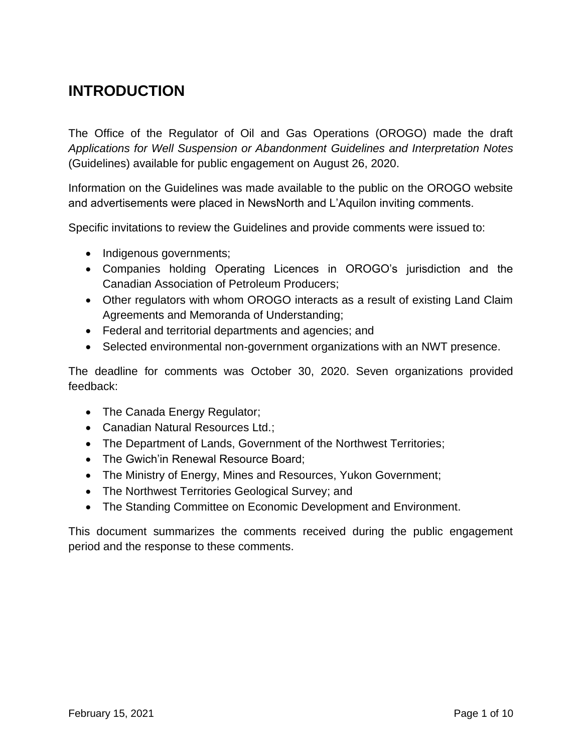# INTRODUCTION

The Office of the Regulator of Oil and Gas Operations (OROGO) made the draft *Applications for Well Suspension or Abandonment Guidelines and Interpretation Notes* (Guidelines) available for public engagement on August 26, 2020.

Information on the Guidelines was made available to the public on the OROGO website and advertisements were placed in NewsNorth and L'Aquilon inviting comments.

Specific invitations to review the Guidelines and provide comments were issued to:

- Indigenous governments;
- Companies holding Operating Licences in OROGO's jurisdiction and the Canadian Association of Petroleum Producers;
- Other regulators with whom OROGO interacts as a result of existing Land Claim Agreements and Memoranda of Understanding;
- Federal and territorial departments and agencies; and
- Selected environmental non-government organizations with an NWT presence.

The deadline for comments was October 30, 2020. Seven organizations provided feedback:

- The Canada Energy Regulator;
- Canadian Natural Resources Ltd.;
- The Department of Lands, Government of the Northwest Territories;
- The Gwich'in Renewal Resource Board;
- The Ministry of Energy, Mines and Resources, Yukon Government;
- The Northwest Territories Geological Survey; and
- The Standing Committee on Economic Development and Environment.

This document summarizes the comments received during the public engagement period and the response to these comments.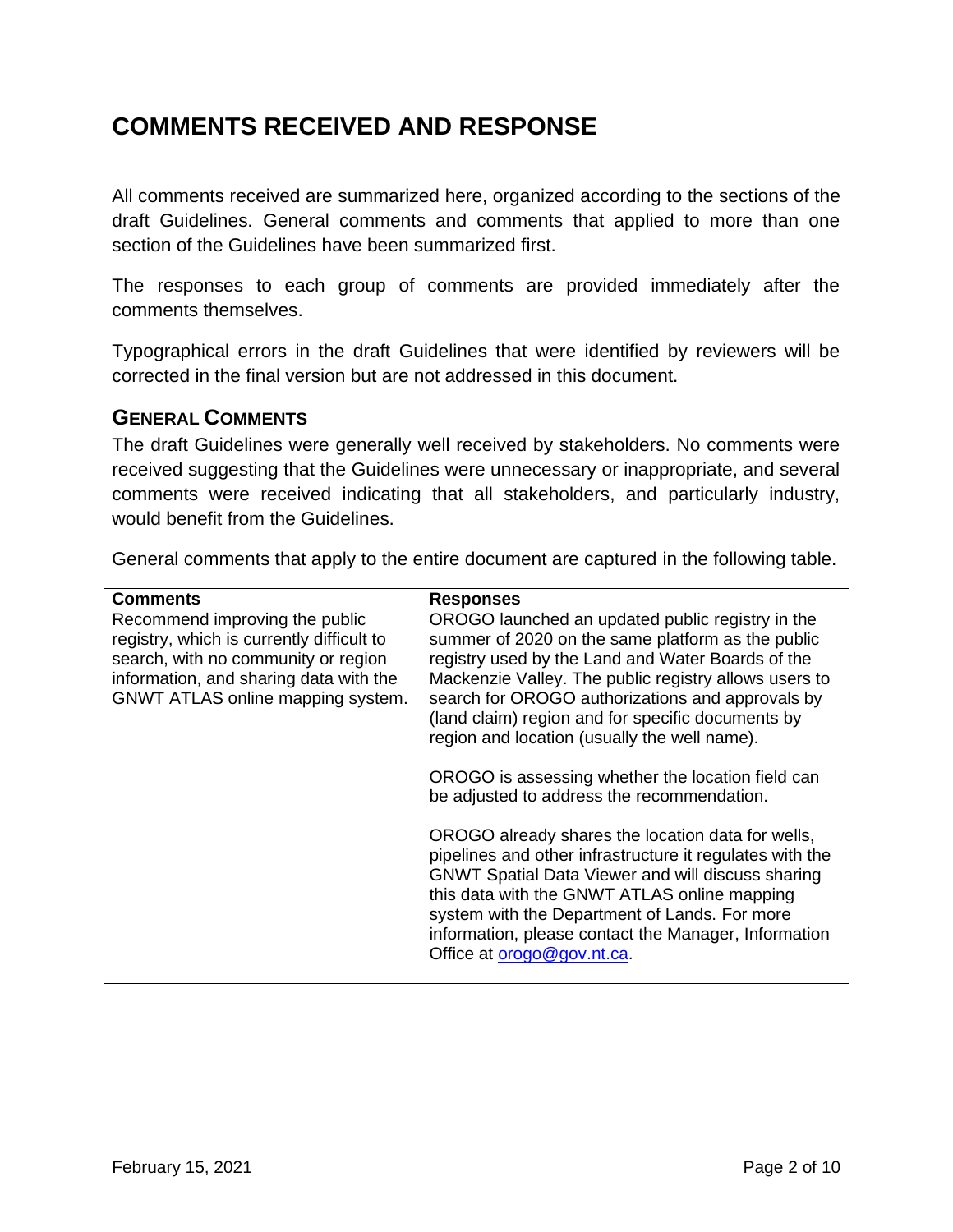# COMMENTS RECEIVED AND RESPONSE

All comments received are summarized here, organized according to the sections of the draft Guidelines. General comments and comments that applied to more than one section of the Guidelines have been summarized first.

The responses to each group of comments are provided immediately after the comments themselves.

Typographical errors in the draft Guidelines that were identified by reviewers will be corrected in the final version but are not addressed in this document.

## GENERAL COMMENTS

The draft Guidelines were generally well received by stakeholders. No comments were received suggesting that the Guidelines were unnecessary or inappropriate, and several comments were received indicating that all stakeholders, and particularly industry, would benefit from the Guidelines.

General comments that apply to the entire document are captured in the following table.

| Comments | Responses |
|---|---|
| Recommend improving the public registry, which is currently difficult to search, with no community or region information, and sharing data with the GNWT ATLAS online mapping system. | OROGO launched an updated public registry in the summer of 2020 on the same platform as the public registry used by the Land and Water Boards of the Mackenzie Valley. The public registry allows users to search for OROGO authorizations and approvals by (land claim) region and for specific documents by region and location (usually the well name).<br><br>OROGO is assessing whether the location field can be adjusted to address the recommendation.<br><br>OROGO already shares the location data for wells, pipelines and other infrastructure it regulates with the GNWT Spatial Data Viewer and will discuss sharing this data with the GNWT ATLAS online mapping system with the Department of Lands. For more information, please contact the Manager, Information Office at orogo@gov.nt.ca. |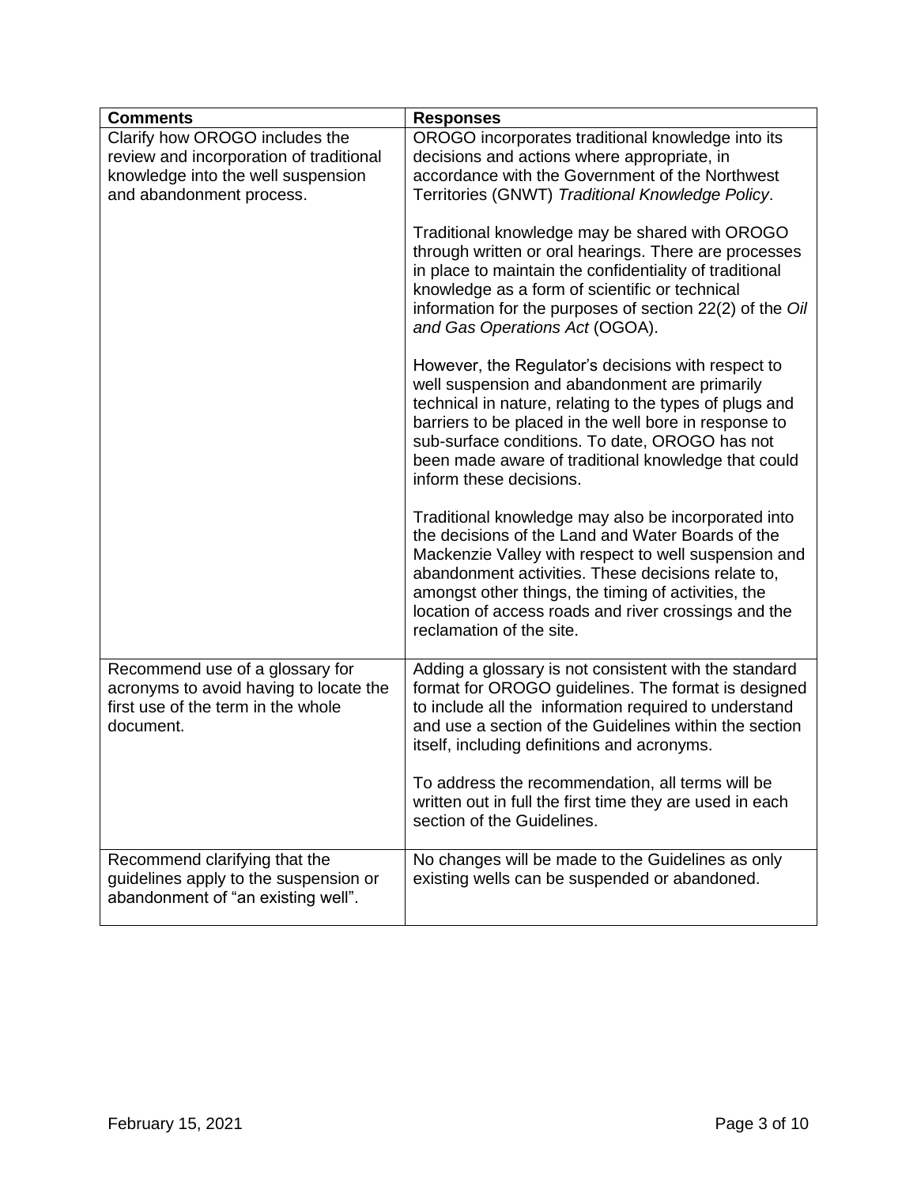| **Comments** | **Responses** |
|---|---|
| Clarify how OROGO includes the review and incorporation of traditional knowledge into the well suspension and abandonment process. | OROGO incorporates traditional knowledge into its decisions and actions where appropriate, in accordance with the Government of the Northwest Territories (GNWT) *Traditional Knowledge Policy*.<br><br>Traditional knowledge may be shared with OROGO through written or oral hearings. There are processes in place to maintain the confidentiality of traditional knowledge as a form of scientific or technical information for the purposes of section 22(2) of the *Oil and Gas Operations Act* (OGOA).<br><br>However, the Regulator's decisions with respect to well suspension and abandonment are primarily technical in nature, relating to the types of plugs and barriers to be placed in the well bore in response to sub-surface conditions. To date, OROGO has not been made aware of traditional knowledge that could inform these decisions.<br><br>Traditional knowledge may also be incorporated into the decisions of the Land and Water Boards of the Mackenzie Valley with respect to well suspension and abandonment activities. These decisions relate to, amongst other things, the timing of activities, the location of access roads and river crossings and the reclamation of the site. |
| Recommend use of a glossary for acronyms to avoid having to locate the first use of the term in the whole document. | Adding a glossary is not consistent with the standard format for OROGO guidelines. The format is designed to include all the information required to understand and use a section of the Guidelines within the section itself, including definitions and acronyms.<br><br>To address the recommendation, all terms will be written out in full the first time they are used in each section of the Guidelines. |
| Recommend clarifying that the guidelines apply to the suspension or abandonment of "an existing well". | No changes will be made to the Guidelines as only existing wells can be suspended or abandoned. |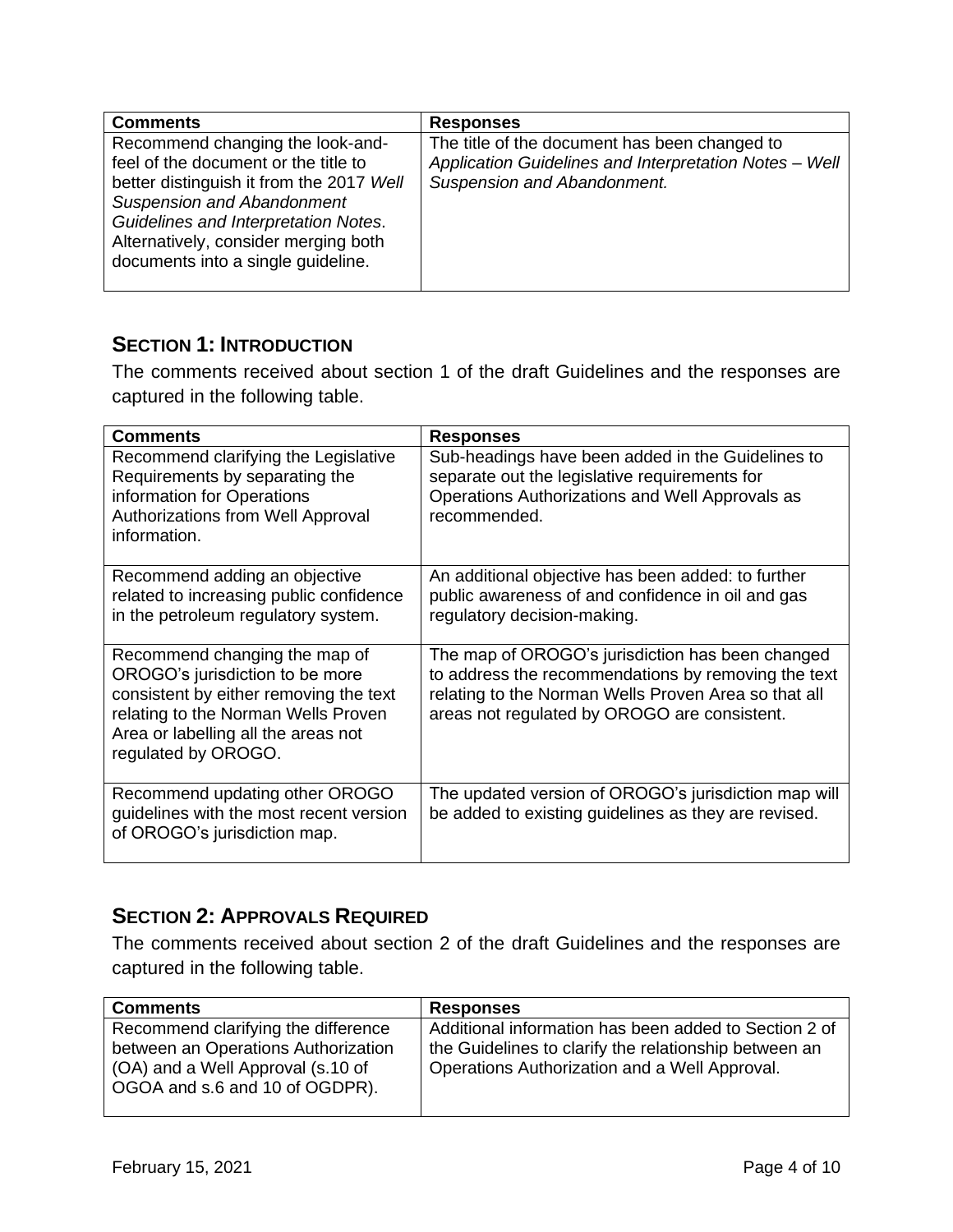| Comments | Responses |
| --- | --- |
| Recommend changing the look-and-feel of the document or the title to better distinguish it from the 2017 *Well Suspension and Abandonment Guidelines and Interpretation Notes*. Alternatively, consider merging both documents into a single guideline. | The title of the document has been changed to *Application Guidelines and Interpretation Notes – Well Suspension and Abandonment.* |

## SECTION 1: INTRODUCTION

The comments received about section 1 of the draft Guidelines and the responses are captured in the following table.

| Comments | Responses |
| --- | --- |
| Recommend clarifying the Legislative Requirements by separating the information for Operations Authorizations from Well Approval information. | Sub-headings have been added in the Guidelines to separate out the legislative requirements for Operations Authorizations and Well Approvals as recommended. |
| Recommend adding an objective related to increasing public confidence in the petroleum regulatory system. | An additional objective has been added: to further public awareness of and confidence in oil and gas regulatory decision-making. |
| Recommend changing the map of OROGO's jurisdiction to be more consistent by either removing the text relating to the Norman Wells Proven Area or labelling all the areas not regulated by OROGO. | The map of OROGO's jurisdiction has been changed to address the recommendations by removing the text relating to the Norman Wells Proven Area so that all areas not regulated by OROGO are consistent. |
| Recommend updating other OROGO guidelines with the most recent version of OROGO's jurisdiction map. | The updated version of OROGO's jurisdiction map will be added to existing guidelines as they are revised. |

## SECTION 2: APPROVALS REQUIRED

The comments received about section 2 of the draft Guidelines and the responses are captured in the following table.

| Comments | Responses |
| --- | --- |
| Recommend clarifying the difference between an Operations Authorization (OA) and a Well Approval (s.10 of OGOA and s.6 and 10 of OGDPR). | Additional information has been added to Section 2 of the Guidelines to clarify the relationship between an Operations Authorization and a Well Approval. |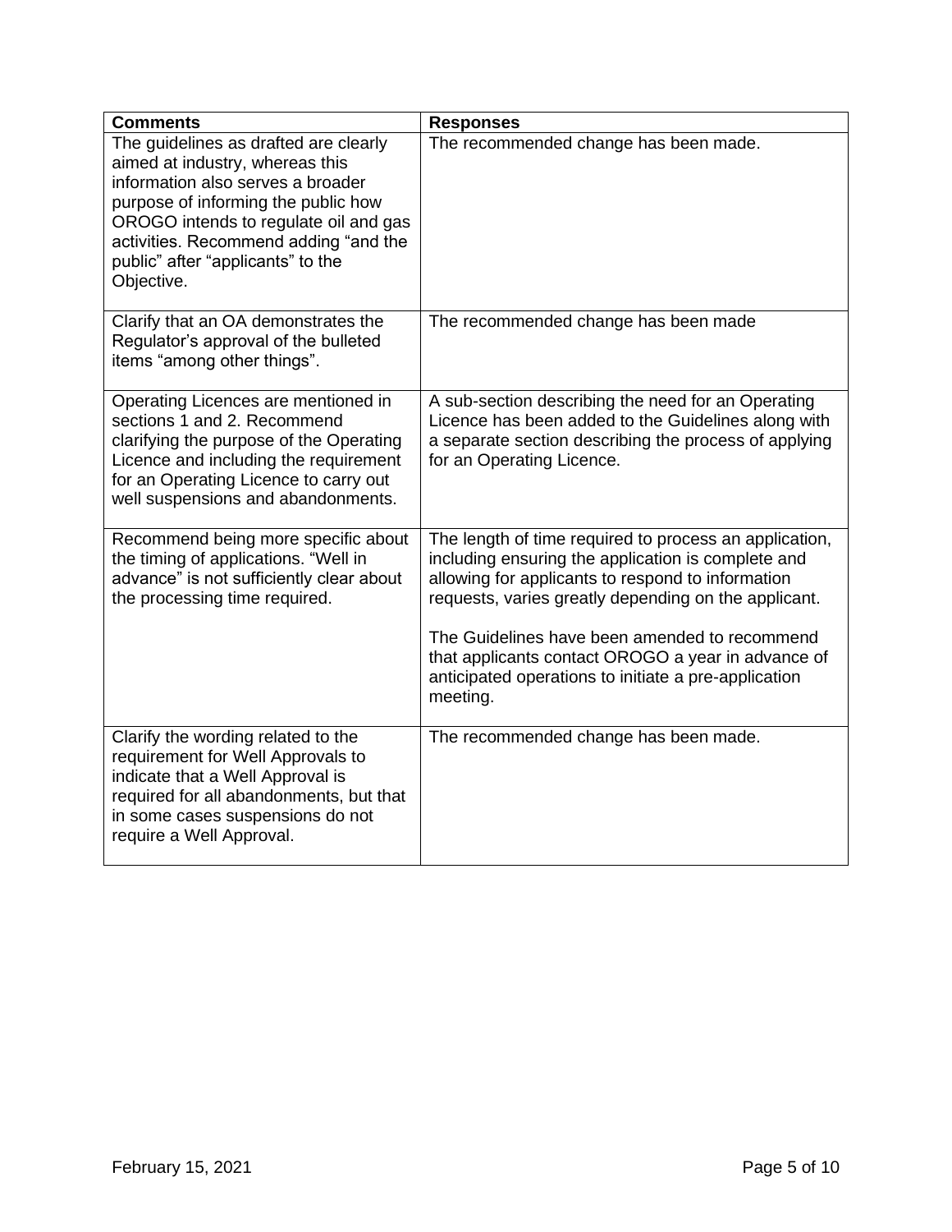| Comments | Responses |
| --- | --- |
| The guidelines as drafted are clearly aimed at industry, whereas this information also serves a broader purpose of informing the public how OROGO intends to regulate oil and gas activities. Recommend adding "and the public" after "applicants" to the Objective. | The recommended change has been made. |
| Clarify that an OA demonstrates the Regulator's approval of the bulleted items "among other things". | The recommended change has been made |
| Operating Licences are mentioned in sections 1 and 2. Recommend clarifying the purpose of the Operating Licence and including the requirement for an Operating Licence to carry out well suspensions and abandonments. | A sub-section describing the need for an Operating Licence has been added to the Guidelines along with a separate section describing the process of applying for an Operating Licence. |
| Recommend being more specific about the timing of applications. "Well in advance" is not sufficiently clear about the processing time required. | The length of time required to process an application, including ensuring the application is complete and allowing for applicants to respond to information requests, varies greatly depending on the applicant.<br><br>The Guidelines have been amended to recommend that applicants contact OROGO a year in advance of anticipated operations to initiate a pre-application meeting. |
| Clarify the wording related to the requirement for Well Approvals to indicate that a Well Approval is required for all abandonments, but that in some cases suspensions do not require a Well Approval. | The recommended change has been made. |

February 15, 2021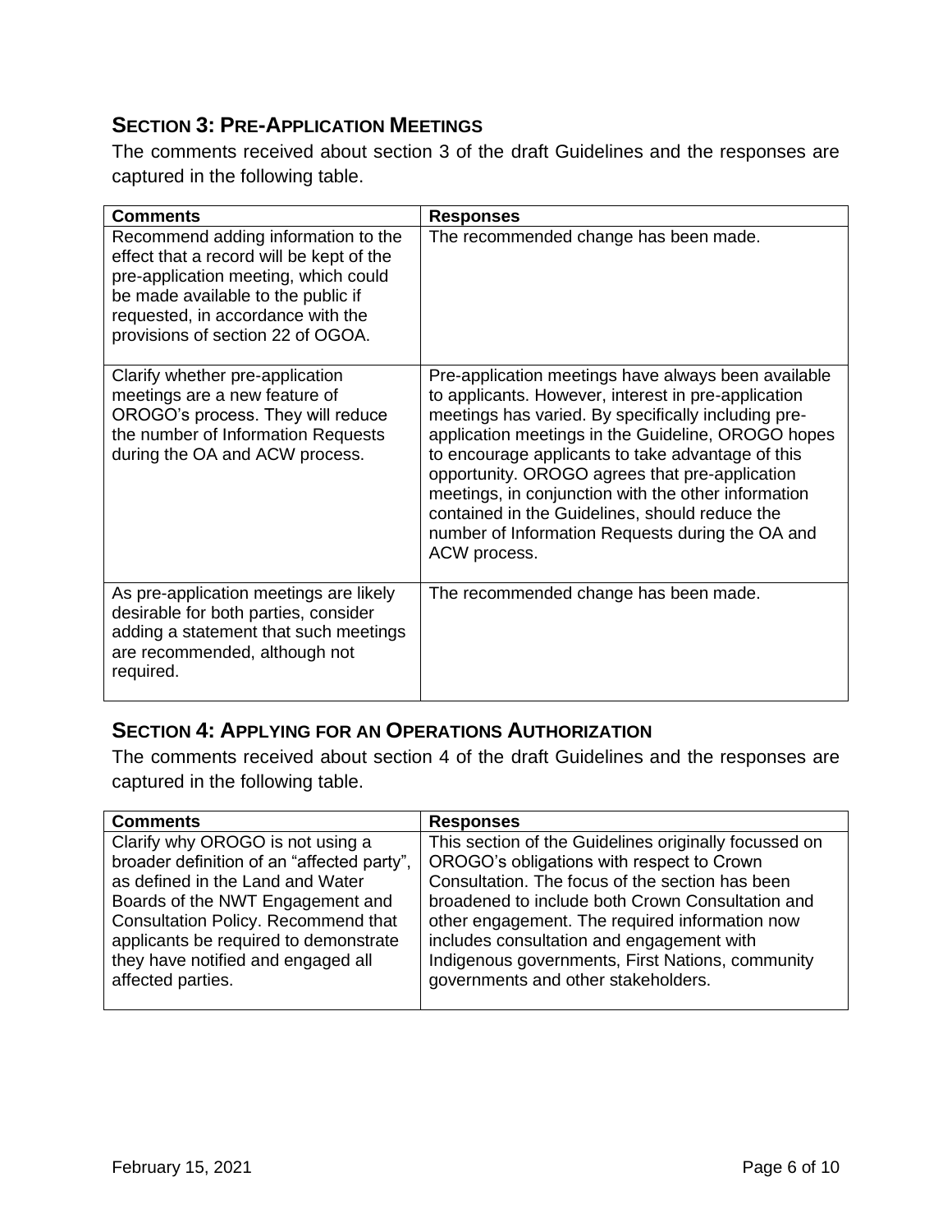## SECTION 3: PRE-APPLICATION MEETINGS

The comments received about section 3 of the draft Guidelines and the responses are captured in the following table.

| Comments | Responses |
| --- | --- |
| Recommend adding information to the effect that a record will be kept of the pre-application meeting, which could be made available to the public if requested, in accordance with the provisions of section 22 of OGOA. | The recommended change has been made. |
| Clarify whether pre-application meetings are a new feature of OROGO's process. They will reduce the number of Information Requests during the OA and ACW process. | Pre-application meetings have always been available to applicants. However, interest in pre-application meetings has varied. By specifically including pre-application meetings in the Guideline, OROGO hopes to encourage applicants to take advantage of this opportunity. OROGO agrees that pre-application meetings, in conjunction with the other information contained in the Guidelines, should reduce the number of Information Requests during the OA and ACW process. |
| As pre-application meetings are likely desirable for both parties, consider adding a statement that such meetings are recommended, although not required. | The recommended change has been made. |

## SECTION 4: APPLYING FOR AN OPERATIONS AUTHORIZATION

The comments received about section 4 of the draft Guidelines and the responses are captured in the following table.

| Comments | Responses |
| --- | --- |
| Clarify why OROGO is not using a broader definition of an "affected party", as defined in the Land and Water Boards of the NWT Engagement and Consultation Policy. Recommend that applicants be required to demonstrate they have notified and engaged all affected parties. | This section of the Guidelines originally focussed on OROGO's obligations with respect to Crown Consultation. The focus of the section has been broadened to include both Crown Consultation and other engagement. The required information now includes consultation and engagement with Indigenous governments, First Nations, community governments and other stakeholders. |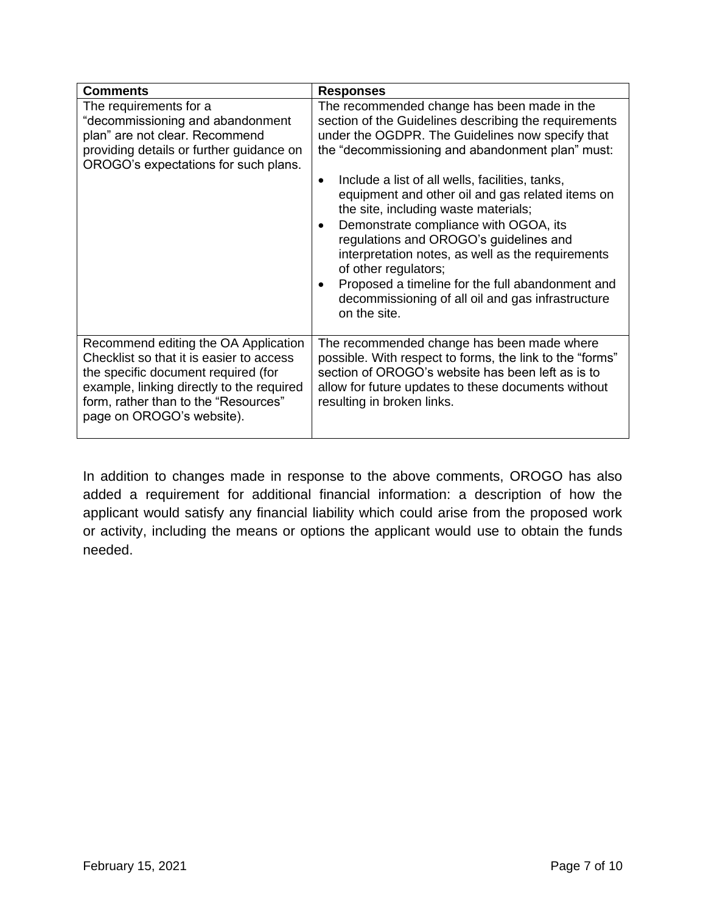| Comments | Responses |
|---|---|
| The requirements for a "decommissioning and abandonment plan" are not clear. Recommend providing details or further guidance on OROGO's expectations for such plans. | The recommended change has been made in the section of the Guidelines describing the requirements under the OGDPR. The Guidelines now specify that the "decommissioning and abandonment plan" must:<br><br>• Include a list of all wells, facilities, tanks, equipment and other oil and gas related items on the site, including waste materials;<br>• Demonstrate compliance with OGOA, its regulations and OROGO's guidelines and interpretation notes, as well as the requirements of other regulators;<br>• Proposed a timeline for the full abandonment and decommissioning of all oil and gas infrastructure on the site. |
| Recommend editing the OA Application Checklist so that it is easier to access the specific document required (for example, linking directly to the required form, rather than to the "Resources" page on OROGO's website). | The recommended change has been made where possible. With respect to forms, the link to the "forms" section of OROGO's website has been left as is to allow for future updates to these documents without resulting in broken links. |

In addition to changes made in response to the above comments, OROGO has also added a requirement for additional financial information: a description of how the applicant would satisfy any financial liability which could arise from the proposed work or activity, including the means or options the applicant would use to obtain the funds needed.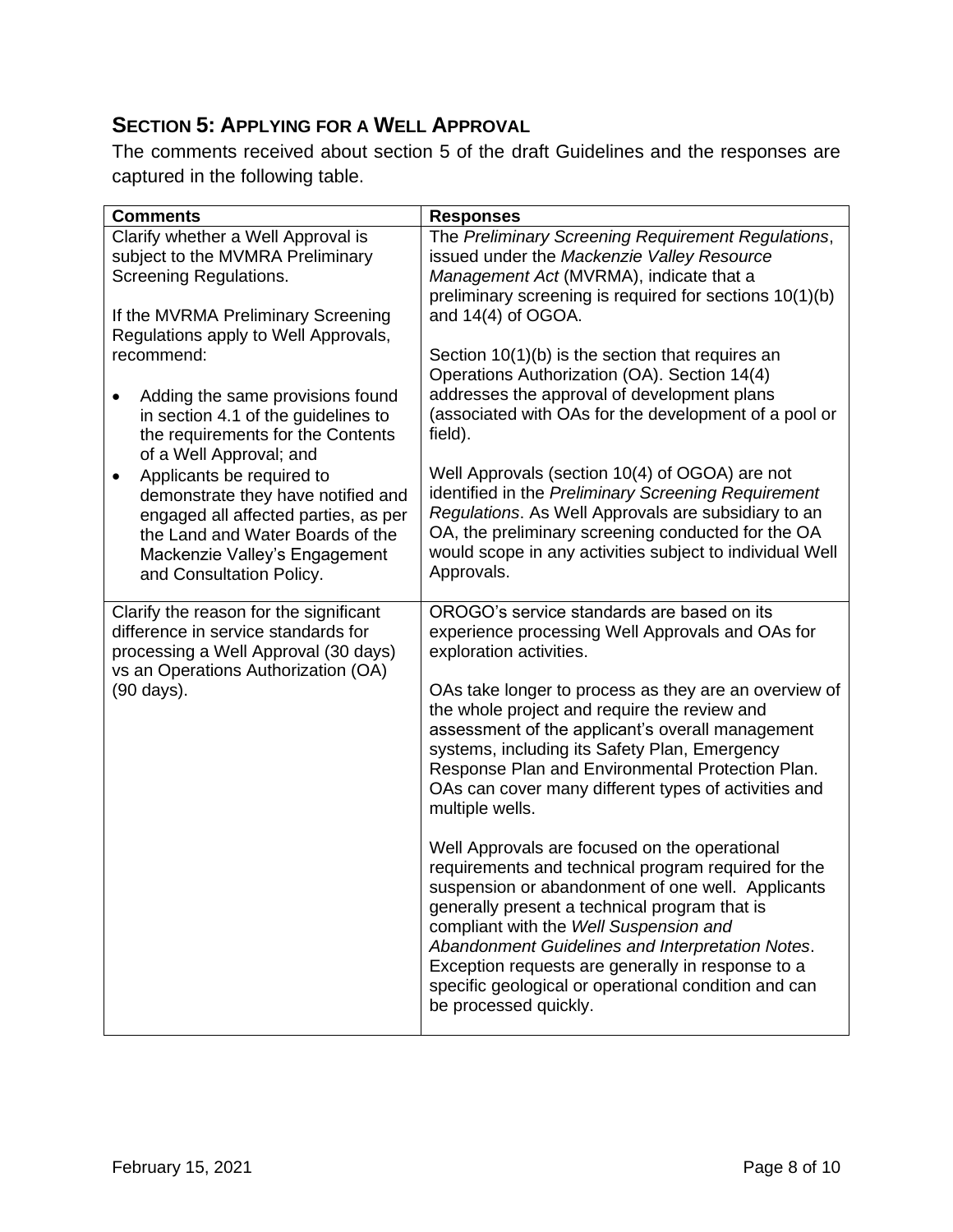## SECTION 5: APPLYING FOR A WELL APPROVAL

The comments received about section 5 of the draft Guidelines and the responses are captured in the following table.

| Comments | Responses |
|---|---|
| Clarify whether a Well Approval is subject to the MVMRA Preliminary Screening Regulations.<br><br>If the MVMRA Preliminary Screening Regulations apply to Well Approvals, recommend:<br><br>• Adding the same provisions found in section 4.1 of the guidelines to the requirements for the Contents of a Well Approval; and<br>• Applicants be required to demonstrate they have notified and engaged all affected parties, as per the Land and Water Boards of the Mackenzie Valley's Engagement and Consultation Policy. | The *Preliminary Screening Requirement Regulations*, issued under the *Mackenzie Valley Resource Management Act* (MVRMA), indicate that a preliminary screening is required for sections 10(1)(b) and 14(4) of OGOA.<br><br>Section 10(1)(b) is the section that requires an Operations Authorization (OA). Section 14(4) addresses the approval of development plans (associated with OAs for the development of a pool or field).<br><br>Well Approvals (section 10(4) of OGOA) are not identified in the *Preliminary Screening Requirement Regulations*. As Well Approvals are subsidiary to an OA, the preliminary screening conducted for the OA would scope in any activities subject to individual Well Approvals. |
| Clarify the reason for the significant difference in service standards for processing a Well Approval (30 days) vs an Operations Authorization (OA) (90 days). | OROGO's service standards are based on its experience processing Well Approvals and OAs for exploration activities.<br><br>OAs take longer to process as they are an overview of the whole project and require the review and assessment of the applicant's overall management systems, including its Safety Plan, Emergency Response Plan and Environmental Protection Plan. OAs can cover many different types of activities and multiple wells.<br><br>Well Approvals are focused on the operational requirements and technical program required for the suspension or abandonment of one well. Applicants generally present a technical program that is compliant with the *Well Suspension and Abandonment Guidelines and Interpretation Notes*. Exception requests are generally in response to a specific geological or operational condition and can be processed quickly. |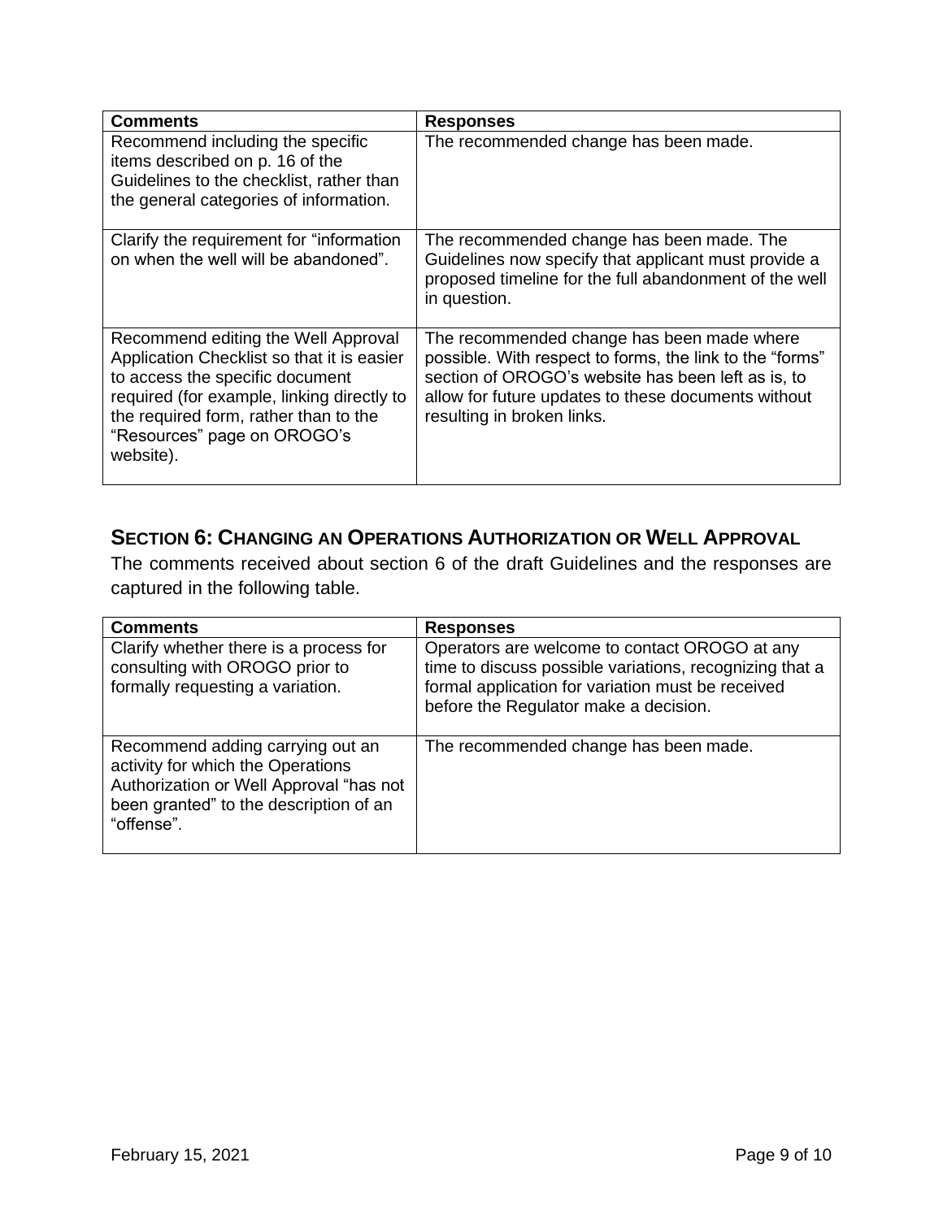| Comments | Responses |
| --- | --- |
| Recommend including the specific items described on p. 16 of the Guidelines to the checklist, rather than the general categories of information. | The recommended change has been made. |
| Clarify the requirement for "information on when the well will be abandoned". | The recommended change has been made. The Guidelines now specify that applicant must provide a proposed timeline for the full abandonment of the well in question. |
| Recommend editing the Well Approval Application Checklist so that it is easier to access the specific document required (for example, linking directly to the required form, rather than to the "Resources" page on OROGO's website). | The recommended change has been made where possible. With respect to forms, the link to the "forms" section of OROGO's website has been left as is, to allow for future updates to these documents without resulting in broken links. |

## SECTION 6: CHANGING AN OPERATIONS AUTHORIZATION OR WELL APPROVAL

The comments received about section 6 of the draft Guidelines and the responses are captured in the following table.

| Comments | Responses |
| --- | --- |
| Clarify whether there is a process for consulting with OROGO prior to formally requesting a variation. | Operators are welcome to contact OROGO at any time to discuss possible variations, recognizing that a formal application for variation must be received before the Regulator make a decision. |
| Recommend adding carrying out an activity for which the Operations Authorization or Well Approval "has not been granted" to the description of an "offense". | The recommended change has been made. |

February 15, 2021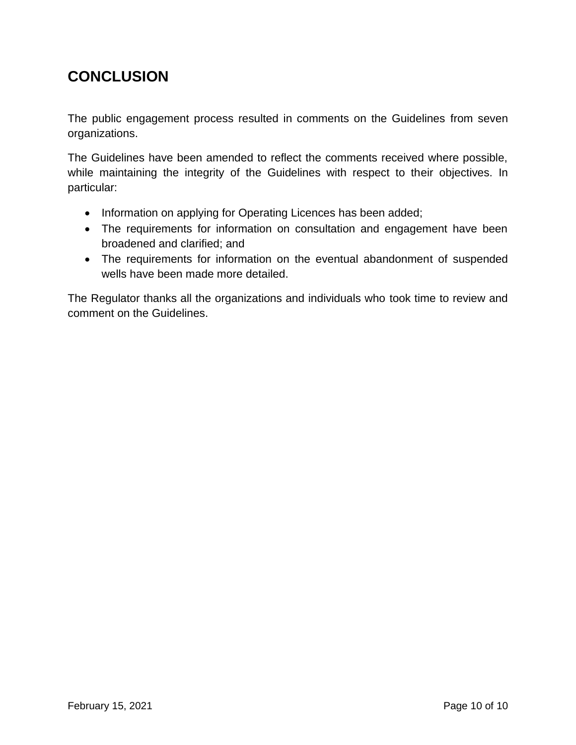# CONCLUSION

The public engagement process resulted in comments on the Guidelines from seven organizations.

The Guidelines have been amended to reflect the comments received where possible, while maintaining the integrity of the Guidelines with respect to their objectives. In particular:

- Information on applying for Operating Licences has been added;
- The requirements for information on consultation and engagement have been broadened and clarified; and
- The requirements for information on the eventual abandonment of suspended wells have been made more detailed.

The Regulator thanks all the organizations and individuals who took time to review and comment on the Guidelines.